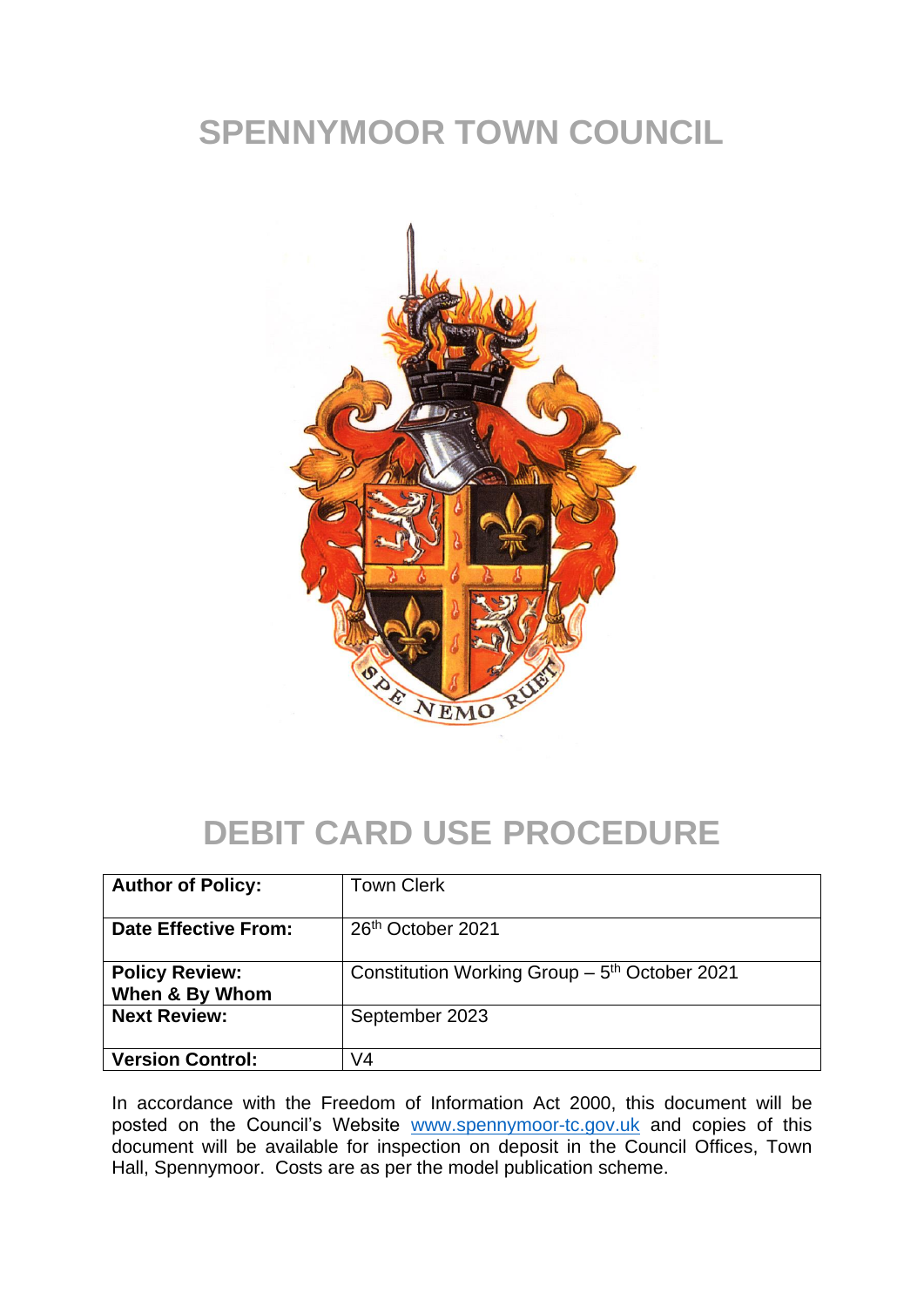# SPENNYMOOR TOWN COUNCIL

# DEBIT CARD USE PROCEDURE

| **Author of Policy:** | Town Clerk |
|---|---|
| **Date Effective From:** | 26th October 2021 |
| **Policy Review: When & By Whom** | Constitution Working Group – 5th October 2021 |
| **Next Review:** | September 2023 |
| **Version Control:** | V4 |

In accordance with the Freedom of Information Act 2000, this document will be posted on the Council's Website www.spennymoor-tc.gov.uk and copies of this document will be available for inspection on deposit in the Council Offices, Town Hall, Spennymoor. Costs are as per the model publication scheme.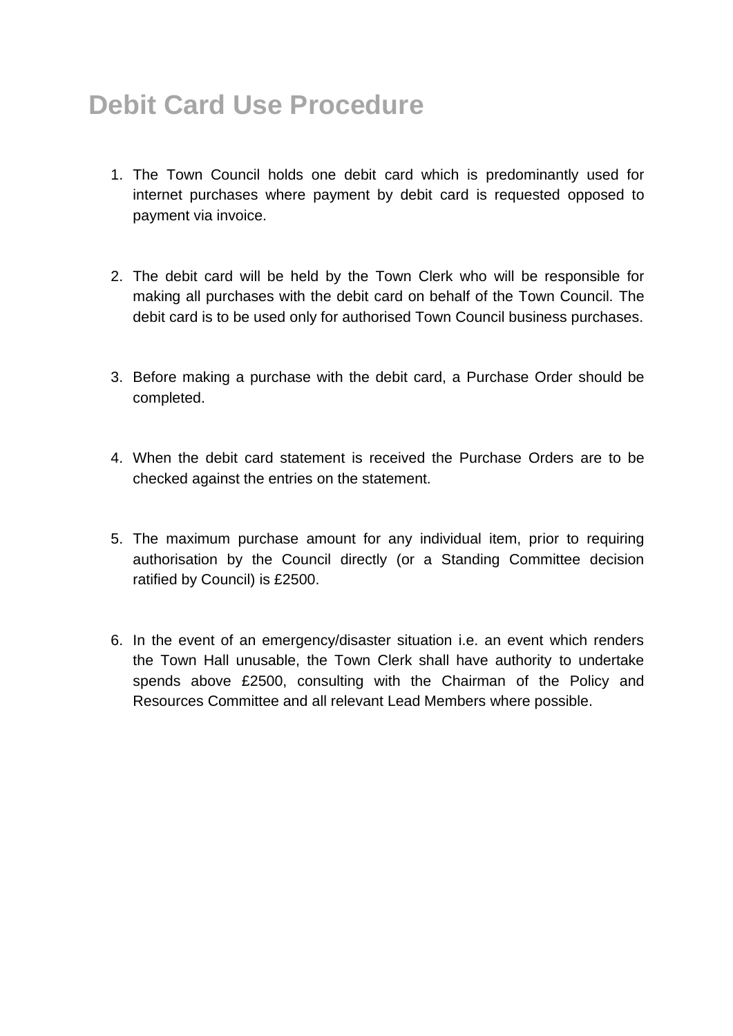# Debit Card Use Procedure

1. The Town Council holds one debit card which is predominantly used for internet purchases where payment by debit card is requested opposed to payment via invoice.

2. The debit card will be held by the Town Clerk who will be responsible for making all purchases with the debit card on behalf of the Town Council. The debit card is to be used only for authorised Town Council business purchases.

3. Before making a purchase with the debit card, a Purchase Order should be completed.

4. When the debit card statement is received the Purchase Orders are to be checked against the entries on the statement.

5. The maximum purchase amount for any individual item, prior to requiring authorisation by the Council directly (or a Standing Committee decision ratified by Council) is £2500.

6. In the event of an emergency/disaster situation i.e. an event which renders the Town Hall unusable, the Town Clerk shall have authority to undertake spends above £2500, consulting with the Chairman of the Policy and Resources Committee and all relevant Lead Members where possible.